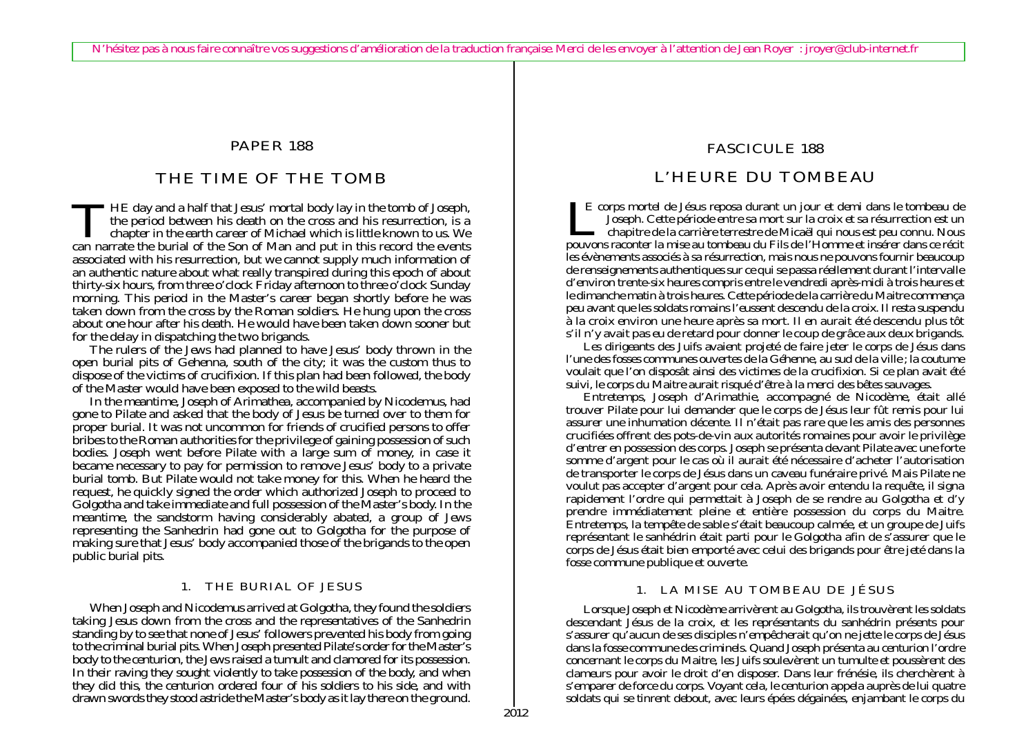N'hésitez pas à nous faire connaître vos suggestions d'amélioration de la traduction française. Merci de les envoyer à l'attention de Jean Royer : jroyer@club-internet.fr

# PAPER 188

## THE TIME OF THE TOMB

THE day and a half that Jesus' mortal body lay in the tomb of Joseph, the period between his death on the cross and his resurrection, is a chapter in the earth career of Michael which is little known to us. We can narrate the burial of the Son of Man and put in this record the events associated with his resurrection, but we cannot supply much information of an authentic nature about what really transpired during this epoch of about thirty-six hours, from three o'clock Friday afternoon to three o'clock Sunday morning. This period in the Master's career began shortly before he was taken down from the cross by the Roman soldiers. He hung upon the cross about one hour after his death. He would have been taken down sooner but for the delay in dispatching the two brigands.

The rulers of the Jews had planned to have Jesus' body thrown in the open burial pits of Gehenna, south of the city; it was the custom thus to dispose of the victims of crucifixion. If this plan had been followed, the body of the Master would have been exposed to the wild beasts.

In the meantime, Joseph of Arimathea, accompanied by Nicodemus, had gone to Pilate and asked that the body of Jesus be turned over to them for proper burial. It was not uncommon for friends of crucified persons to offer bribes to the Roman authorities for the privilege of gaining possession of such bodies. Joseph went before Pilate with a large sum of money, in case it became necessary to pay for permission to remove Jesus' body to a private burial tomb. But Pilate would not take money for this. When he heard the request, he quickly signed the order which authorized Joseph to proceed to Golgotha and take immediate and full possession of the Master's body. In the meantime, the sandstorm having considerably abated, a group of Jews representing the Sanhedrin had gone out to Golgotha for the purpose of making sure that Jesus' body accompanied those of the brigands to the open public burial pits.

### 1. THE BURIAL OF JESUS

When Joseph and Nicodemus arrived at Golgotha, they found the soldiers taking Jesus down from the cross and the representatives of the Sanhedrin standing by to see that none of Jesus' followers prevented his body from going to the criminal burial pits. When Joseph presented Pilate's order for the Master's body to the centurion, the Jews raised a tumult and clamored for its possession. In their raving they sought violently to take possession of the body, and when they did this, the centurion ordered four of his soldiers to his side, and with drawn swords they stood astride the Master's body as it lay there on the ground.

# FASCICULE 188

## L'HEURE DU TOMBEAU

LE corps mortel de Jésus reposa durant un jour et demi dans le tombeau de Joseph. Cette période entre sa mort sur la croix et sa résurrection est un chapitre de la carrière terrestre de Micaël qui nous est peu connu. Nous pouvons raconter la mise au tombeau du Fils de l'Homme et insérer dans ce récit les évènements associés à sa résurrection, mais nous ne pouvons fournir beaucoup de renseignements authentiques sur ce qui se passa réellement durant l'intervalle d'environ trente-six heures compris entre le vendredi après-midi à trois heures et le dimanche matin à trois heures. Cette période de la carrière du Maitre commença peu avant que les soldats romains l'eussent descendu de la croix. Il resta suspendu à la croix environ une heure après sa mort. Il en aurait été descendu plus tôt s'il n'y avait pas eu de retard pour donner le coup de grâce aux deux brigands.

Les dirigeants des Juifs avaient projeté de faire jeter le corps de Jésus dans l'une des fosses communes ouvertes de la Géhenne, au sud de la ville ; la coutume voulait que l'on disposât ainsi des victimes de la crucifixion. Si ce plan avait été suivi, le corps du Maitre aurait risqué d'être à la merci des bêtes sauvages.

Entretemps, Joseph d'Arimathie, accompagné de Nicodème, était allé trouver Pilate pour lui demander que le corps de Jésus leur fût remis pour lui assurer une inhumation décente. Il n'était pas rare que les amis des personnes crucifiées offrent des pots-de-vin aux autorités romaines pour avoir le privilège d'entrer en possession des corps. Joseph se présenta devant Pilate avec une forte somme d'argent pour le cas où il aurait été nécessaire d'acheter l'autorisation de transporter le corps de Jésus dans un caveau funéraire privé. Mais Pilate ne voulut pas accepter d'argent pour cela. Après avoir entendu la requête, il signa rapidement l'ordre qui permettait à Joseph de se rendre au Golgotha et d'y prendre immédiatement pleine et entière possession du corps du Maitre. Entretemps, la tempête de sable s'était beaucoup calmée, et un groupe de Juifs représentant le sanhédrin était parti pour le Golgotha afin de s'assurer que le corps de Jésus était bien emporté avec celui des brigands pour être jeté dans la fosse commune publique et ouverte.

### 1. LA MISE AU TOMBEAU DE JÉSUS

Lorsque Joseph et Nicodème arrivèrent au Golgotha, ils trouvèrent les soldats descendant Jésus de la croix, et les représentants du sanhédrin présents pour s'assurer qu'aucun de ses disciples n'empêcherait qu'on ne jette le corps de Jésus dans la fosse commune des criminels. Quand Joseph présenta au centurion l'ordre concernant le corps du Maitre, les Juifs soulevèrent un tumulte et poussèrent des clameurs pour avoir le droit d'en disposer. Dans leur frénésie, ils cherchèrent à s'emparer de force du corps. Voyant cela, le centurion appela auprès de lui quatre soldats qui se tinrent debout, avec leurs épées dégainées, enjambant le corps du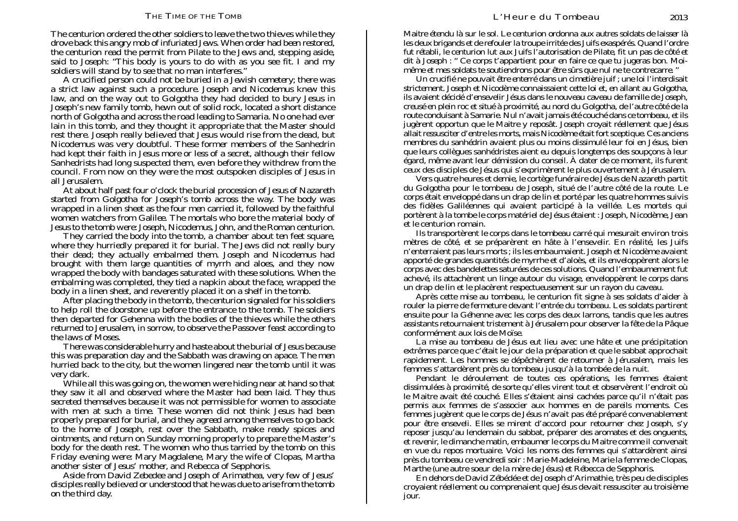The centurion ordered the other soldiers to leave the two thieves while they drove back this angry mob of infuriated Jews. When order had been restored, the centurion read the permit from Pilate to the Jews and, stepping aside, said to Joseph: "This body is yours to do with as you see fit. I and my soldiers will stand by to see that no man interferes."

A crucified person could not be buried in a Jewish cemetery; there was a strict law against such a procedure. Joseph and Nicodemus knew this law, and on the way out to Golgotha they had decided to bury Jesus in Joseph's new family tomb, hewn out of solid rock, located a short distance north of Golgotha and across the road leading to Samaria. No one had ever lain in this tomb, and they thought it appropriate that the Master should rest there. Joseph really believed that Jesus would rise from the dead, but Nicodemus was very doubtful. These former members of the Sanhedrin had kept their faith in Jesus more or less of a secret, although their fellow Sanhedrists had long suspected them, even before they withdrew from the council. From now on they were the most outspoken disciples of Jesus in all Jerusalem.

At about half past four o'clock the burial procession of Jesus of Nazareth started from Golgotha for Joseph's tomb across the way. The body was wrapped in a linen sheet as the four men carried it, followed by the faithful women watchers from Galilee. The mortals who bore the material body of Jesus to the tomb were: Joseph, Nicodemus, John, and the Roman centurion.

They carried the body into the tomb, a chamber about ten feet square, where they hurriedly prepared it for burial. The Jews did not really bury their dead; they actually embalmed them. Joseph and Nicodemus had brought with them large quantities of myrrh and aloes, and they now wrapped the body with bandages saturated with these solutions. When the embalming was completed, they tied a napkin about the face, wrapped the body in a linen sheet, and reverently placed it on a shelf in the tomb.

After placing the body in the tomb, the centurion signaled for his soldiers to help roll the doorstone up before the entrance to the tomb. The soldiers then departed for Gehenna with the bodies of the thieves while the others returned to Jerusalem, in sorrow, to observe the Passover feast according to the laws of Moses.

There was considerable hurry and haste about the burial of Jesus because this was preparation day and the Sabbath was drawing on apace. The men hurried back to the city, but the women lingered near the tomb until it was very dark.

While all this was going on, the women were hiding near at hand so that they saw it all and observed where the Master had been laid. They thus secreted themselves because it was not permissible for women to associate with men at such a time. These women did not think Jesus had been properly prepared for burial, and they agreed among themselves to go back to the home of Joseph, rest over the Sabbath, make ready spices and ointments, and return on Sunday morning properly to prepare the Master's body for the death rest. The women who thus tarried by the tomb on this Friday evening were: Mary Magdalene, Mary the wife of Clopas, Martha another sister of Jesus' mother, and Rebecca of Sepphoris.

Aside from David Zebedee and Joseph of Arimathea, very few of Jesus' disciples really believed or understood that he was due to arise from the tomb on the third day.

Maître étendu là sur le sol. Le centurion ordonna aux autres soldats de laisser là les deux brigands et de refouler la troupe irritée des Juifs exaspérés. Quand l'ordre fut rétabli, le centurion lut aux Juifs l'autorisation de Pilate, fit un pas de côté et dit à Joseph : " Ce corps t'appartient pour en faire ce que tu jugeras bon. Moi-même et mes soldats te soutiendrons pour être sûrs que nul ne te contrecarre. "

Un crucifié ne pouvait être enterré dans un cimetière juif ; une loi l'interdisait strictement. Joseph et Nicodème connaissaient cette loi et, en allant au Golgotha, ils avaient décidé d'ensevelir Jésus dans le nouveau caveau de famille de Joseph, creusé en plein roc et situé à proximité, au nord du Golgotha, de l'autre côté de la route conduisant à Samarie. Nul n'avait jamais été couché dans ce tombeau, et ils jugèrent opportun que le Maître y reposât. Joseph croyait réellement que Jésus allait ressusciter d'entre les morts, mais Nicodème était fort sceptique. Ces anciens membres du sanhédrin avaient plus ou moins dissimulé leur foi en Jésus, bien que leurs collègues sanhédristes aient eu depuis longtemps des soupçons à leur égard, même avant leur démission du conseil. À dater de ce moment, ils furent ceux des disciples de Jésus qui s'exprimèrent le plus ouvertement à Jérusalem.

Vers quatre heures et demie, le cortège funéraire de Jésus de Nazareth partit du Golgotha pour le tombeau de Joseph, situé de l'autre côté de la route. Le corps était enveloppé dans un drap de lin et porté par les quatre hommes suivis des fidèles Galiléennes qui avaient participé à la veillée. Les mortels qui portèrent à la tombe le corps matériel de Jésus étaient : Joseph, Nicodème, Jean et le centurion romain.

Ils transportèrent le corps dans le tombeau carré qui mesurait environ trois mètres de côté, et se préparèrent en hâte à l'ensevelir. En réalité, les Juifs n'enterraient pas leurs morts ; ils les embaumaient. Joseph et Nicodème avaient apporté de grandes quantités de myrrhe et d'aloès, et ils enveloppèrent alors le corps avec des bandelettes saturées de ces solutions. Quand l'embaumement fut achevé, ils attachèrent un linge autour du visage, enveloppèrent le corps dans un drap de lin et le placèrent respectueusement sur un rayon du caveau.

Après cette mise au tombeau, le centurion fit signe à ses soldats d'aider à rouler la pierre de fermeture devant l'entrée du tombeau. Les soldats partirent ensuite pour la Géhenne avec les corps des deux larrons, tandis que les autres assistants retournaient tristement à Jérusalem pour observer la fête de la Pâque conformément aux lois de Moïse.

La mise au tombeau de Jésus eut lieu avec une hâte et une précipitation extrêmes parce que c'était le jour de la préparation et que le sabbat approchait rapidement. Les hommes se dépêchèrent de retourner à Jérusalem, mais les femmes s'attardèrent près du tombeau jusqu'à la tombée de la nuit.

Pendant le déroulement de toutes ces opérations, les femmes étaient dissimulées à proximité, de sorte qu'elles virent tout et observèrent l'endroit où le Maître avait été couché. Elles s'étaient ainsi cachées parce qu'il n'était pas permis aux femmes de s'associer aux hommes en de pareils moments. Ces femmes jugèrent que le corps de Jésus n'avait pas été préparé convenablement pour être enseveli. Elles se mirent d'accord pour retourner chez Joseph, s'y reposer jusqu'au lendemain du sabbat, préparer des aromates et des onguents, et revenir, le dimanche matin, embaumer le corps du Maître comme il convenait en vue du repos mortuaire. Voici les noms des femmes qui s'attardèrent ainsi près du tombeau ce vendredi soir : Marie-Madeleine, Marie la femme de Clopas, Marthe (une autre soeur de la mère de Jésus) et Rébecca de Sepphoris.

En dehors de David Zébédée et de Joseph d'Arimathie, très peu de disciples croyaient réellement ou comprenaient que Jésus devait ressusciter au troisième jour.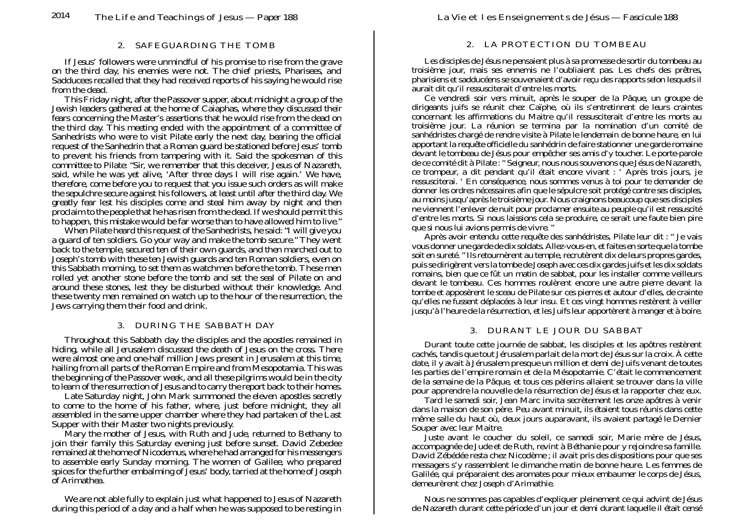## 2. SAFEGUARDING THE TOMB

If Jesus' followers were unmindful of his promise to rise from the grave on the third day, his enemies were not. The chief priests, Pharisees, and Sadducees recalled that they had received reports of his saying he would rise from the dead.

This Friday night, after the Passover supper, about midnight a group of the Jewish leaders gathered at the home of Caiaphas, where they discussed their fears concerning the Master's assertions that he would rise from the dead on the third day. This meeting ended with the appointment of a committee of Sanhedrists who were to visit Pilate early the next day, bearing the official request of the Sanhedrin that a Roman guard be stationed before Jesus' tomb to prevent his friends from tampering with it. Said the spokesman of this committee to Pilate: "Sir, we remember that this deceiver, Jesus of Nazareth, said, while he was yet alive, 'After three days I will rise again.' We have, therefore, come before you to request that you issue such orders as will make the sepulchre secure against his followers, at least until after the third day. We greatly fear lest his disciples come and steal him away by night and then proclaim to the people that he has risen from the dead. If we should permit this to happen, this mistake would be far worse than to have allowed him to live."

When Pilate heard this request of the Sanhedrists, he said: "I will give you a guard of ten soldiers. Go your way and make the tomb secure." They went back to the temple, secured ten of their own guards, and then marched out to Joseph's tomb with these ten Jewish guards and ten Roman soldiers, even on this Sabbath morning, to set them as watchmen before the tomb. These men rolled yet another stone before the tomb and set the seal of Pilate on and around these stones, lest they be disturbed without their knowledge. And these twenty men remained on watch up to the hour of the resurrection, the Jews carrying them their food and drink.

## 3. DURING THE SABBATH DAY

Throughout this Sabbath day the disciples and the apostles remained in hiding, while all Jerusalem discussed the death of Jesus on the cross. There were almost one and one-half million Jews present in Jerusalem at this time, hailing from all parts of the Roman Empire and from Mesopotamia. This was the beginning of the Passover week, and all these pilgrims would be in the city to learn of the resurrection of Jesus and to carry the report back to their homes.

Late Saturday night, John Mark summoned the eleven apostles secretly to come to the home of his father, where, just before midnight, they all assembled in the same upper chamber where they had partaken of the Last Supper with their Master two nights previously.

Mary the mother of Jesus, with Ruth and Jude, returned to Bethany to join their family this Saturday evening just before sunset. David Zebedee remained at the home of Nicodemus, where he had arranged for his messengers to assemble early Sunday morning. The women of Galilee, who prepared spices for the further embalming of Jesus' body, tarried at the home of Joseph of Arimathea.

We are not able fully to explain just what happened to Jesus of Nazareth during this period of a day and a half when he was supposed to be resting in

## 2. LA PROTECTION DU TOMBEAU

Les disciples de Jésus ne pensaient plus à sa promesse de sortir du tombeau au troisième jour, mais ses ennemis ne l'oubliaient pas. Les chefs des prêtres, pharisiens et sadducéens se souvenaient d'avoir reçu des rapports selon lesquels il aurait dit qu'il ressusciterait d'entre les morts.

Ce vendredi soir vers minuit, après le souper de la Pâque, un groupe de dirigeants juifs se réunit chez Caïphe, où ils s'entretinrent de leurs craintes concernant les affirmations du Maitre qu'il ressusciterait d'entre les morts au troisième jour. La réunion se termina par la nomination d'un comité de sanhédristes chargé de rendre visite à Pilate le lendemain de bonne heure, en lui apportant la requête officielle du sanhédrin de faire stationner une garde romaine devant le tombeau de Jésus pour empêcher ses amis d'y toucher. Le porte-parole de ce comité dit à Pilate : " Seigneur, nous nous souvenons que Jésus de Nazareth, ce trompeur, a dit pendant qu'il était encore vivant : ' Après trois jours, je ressusciterai. ' En conséquence, nous sommes venus à toi pour te demander de donner les ordres nécessaires afin que le sépulcre soit protégé contre ses disciples, au moins jusqu'après le troisième jour. Nous craignons beaucoup que ses disciples ne viennent l'enlever de nuit pour proclamer ensuite au peuple qu'il est ressuscité d'entre les morts. Si nous laissions cela se produire, ce serait une faute bien pire que si nous lui avions permis de vivre. "

Après avoir entendu cette requête des sanhédristes, Pilate leur dit : " Je vais vous donner une garde de dix soldats. Allez-vous-en, et faites en sorte que la tombe soit en sureté. " Ils retournèrent au temple, recrutèrent dix de leurs propres gardes, puis se dirigèrent vers la tombe de Joseph avec ces dix gardes juifs et les dix soldats romains, bien que ce fût un matin de sabbat, pour les installer comme veilleurs devant le tombeau. Ces hommes roulèrent encore une autre pierre devant la tombe et apposèrent le sceau de Pilate sur ces pierres et autour d'elles, de crainte qu'elles ne fussent déplacées à leur insu. Et ces vingt hommes restèrent à veiller jusqu'à l'heure de la résurrection, et les Juifs leur apportèrent à manger et à boire.

## 3. DURANT LE JOUR DU SABBAT

Durant toute cette journée de sabbat, les disciples et les apôtres restèrent cachés, tandis que tout Jérusalem parlait de la mort de Jésus sur la croix. À cette date, il y avait à Jérusalem presque un million et demi de Juifs venant de toutes les parties de l'empire romain et de la Mésopotamie. C'était le commencement de la semaine de la Pâque, et tous ces pèlerins allaient se trouver dans la ville pour apprendre la nouvelle de la résurrection de Jésus et la rapporter chez eux.

Tard le samedi soir, Jean Marc invita secrètement les onze apôtres à venir dans la maison de son père. Peu avant minuit, ils étaient tous réunis dans cette même salle du haut où, deux jours auparavant, ils avaient partagé le Dernier Souper avec leur Maitre.

Juste avant le coucher du soleil, ce samedi soir, Marie mère de Jésus, accompagnée de Jude et de Ruth, revint à Béthanie pour y rejoindre sa famille. David Zébédée resta chez Nicodème ; il avait pris des dispositions pour que ses messagers s'y rassemblent le dimanche matin de bonne heure. Les femmes de Galilée, qui préparaient des aromates pour mieux embaumer le corps de Jésus, demeurèrent chez Joseph d'Arimathie.

Nous ne sommes pas capables d'expliquer pleinement ce qui advint de Jésus de Nazareth durant cette période d'un jour et demi durant laquelle il était censé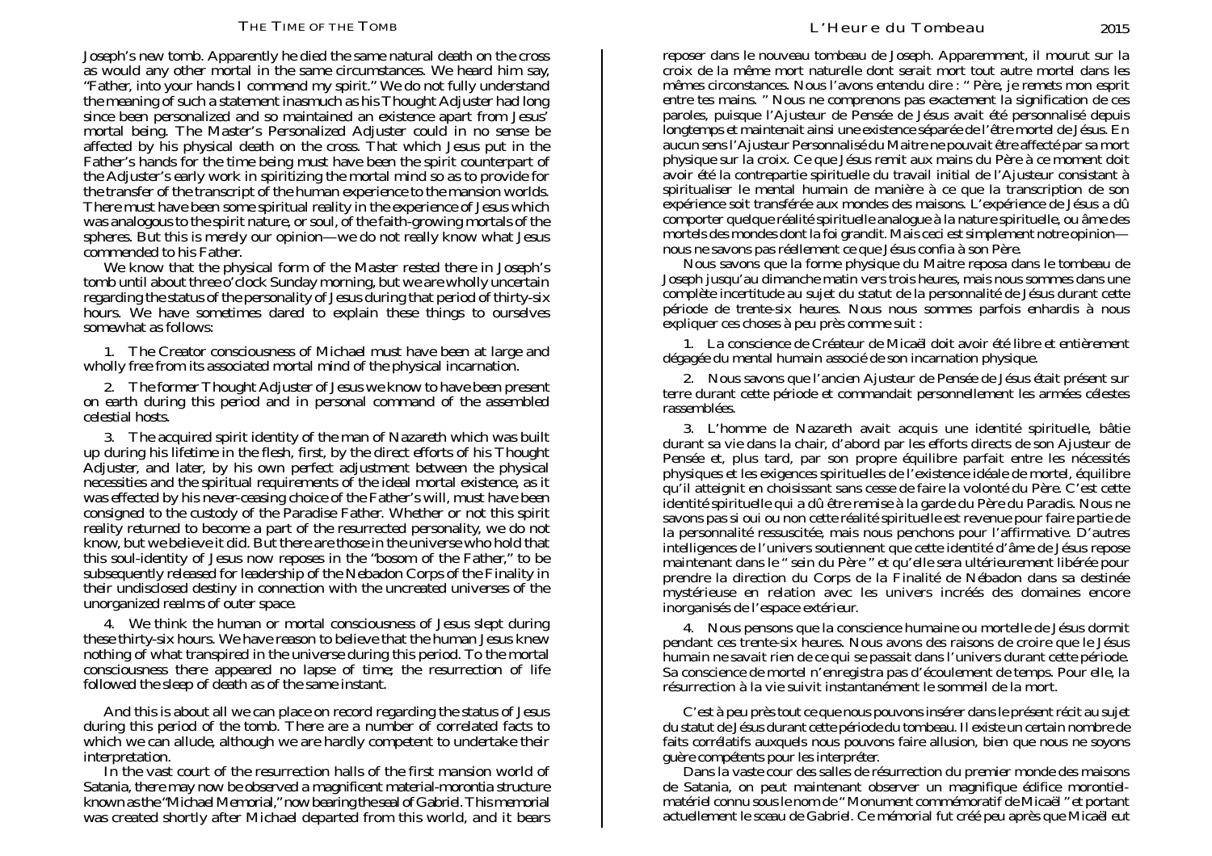Joseph's new tomb. Apparently he died the same natural death on the cross as would any other mortal in the same circumstances. We heard him say, "Father, into your hands I commend my spirit." We do not fully understand the meaning of such a statement inasmuch as his Thought Adjuster had long since been personalized and so maintained an existence apart from Jesus' mortal being. The Master's Personalized Adjuster could in no sense be affected by his physical death on the cross. That which Jesus put in the Father's hands for the time being must have been the spirit counterpart of the Adjuster's early work in spiritizing the mortal mind so as to provide for the transfer of the transcript of the human experience to the mansion worlds. There must have been some spiritual reality in the experience of Jesus which was analogous to the spirit nature, or soul, of the faith-growing mortals of the spheres. But this is merely our opinion—we do not really know what Jesus commended to his Father.

We know that the physical form of the Master rested there in Joseph's tomb until about three o'clock Sunday morning, but we are wholly uncertain regarding the status of the personality of Jesus during that period of thirty-six hours. We have sometimes dared to explain these things to ourselves somewhat as follows:

1. The Creator consciousness of Michael must have been at large and wholly free from its associated mortal mind of the physical incarnation.

2. The former Thought Adjuster of Jesus we know to have been present on earth during this period and in personal command of the assembled celestial hosts.

3. The acquired spirit identity of the man of Nazareth which was built up during his lifetime in the flesh, first, by the direct efforts of his Thought Adjuster, and later, by his own perfect adjustment between the physical necessities and the spiritual requirements of the ideal mortal existence, as it was effected by his never-ceasing choice of the Father's will, must have been consigned to the custody of the Paradise Father. Whether or not this spirit reality returned to become a part of the resurrected personality, we do not know, but we believe it did. But there are those in the universe who hold that this soul-identity of Jesus now reposes in the "bosom of the Father," to be subsequently released for leadership of the Nebadon Corps of the Finality in their undisclosed destiny in connection with the uncreated universes of the unorganized realms of outer space.

4. We think the human or mortal consciousness of Jesus slept during these thirty-six hours. We have reason to believe that the human Jesus knew nothing of what transpired in the universe during this period. To the mortal consciousness there appeared no lapse of time; the resurrection of life followed the sleep of death as of the same instant.

And this is about all we can place on record regarding the status of Jesus during this period of the tomb. There are a number of correlated facts to which we can allude, although we are hardly competent to undertake their interpretation.

In the vast court of the resurrection halls of the first mansion world of Satania, there may now be observed a magnificent material-morontia structure known as the "Michael Memorial," now bearing the seal of Gabriel. This memorial was created shortly after Michael departed from this world, and it bears

reposer dans le nouveau tombeau de Joseph. Apparemment, il mourut sur la croix de la même mort naturelle dont serait mort tout autre mortel dans les mêmes circonstances. Nous l'avons entendu dire : " Père, je remets mon esprit entre tes mains. " Nous ne comprenons pas exactement la signification de ces paroles, puisque l'Ajusteur de Pensée de Jésus avait été personnalisé depuis longtemps et maintenait ainsi une existence séparée de l'être mortel de Jésus. En aucun sens l'Ajusteur Personnalisé du Maitre ne pouvait être affecté par sa mort physique sur la croix. Ce que Jésus remit aux mains du Père à ce moment doit avoir été la contrepartie spirituelle du travail initial de l'Ajusteur consistant à spiritualiser le mental humain de manière à ce que la transcription de son expérience soit transférée aux mondes des maisons. L'expérience de Jésus a dû comporter quelque réalité spirituelle analogue à la nature spirituelle, ou âme des mortels des mondes dont la foi grandit. Mais ceci est simplement notre opinion—nous ne savons pas réellement ce que Jésus confia à son Père.

Nous savons que la forme physique du Maitre reposa dans le tombeau de Joseph jusqu'au dimanche matin vers trois heures, mais nous sommes dans une complète incertitude au sujet du statut de la personnalité de Jésus durant cette période de trente-six heures. Nous nous sommes parfois enhardis à nous expliquer ces choses à peu près comme suit :

1. La conscience de Créateur de Micaël doit avoir été libre et entièrement dégagée du mental humain associé de son incarnation physique.

2. Nous savons que l'ancien Ajusteur de Pensée de Jésus était présent sur terre durant cette période et commandait personnellement les armées célestes rassemblées.

3. L'homme de Nazareth avait acquis une identité spirituelle, bâtie durant sa vie dans la chair, d'abord par les efforts directs de son Ajusteur de Pensée et, plus tard, par son propre équilibre parfait entre les nécessités physiques et les exigences spirituelles de l'existence idéale de mortel, équilibre qu'il atteignit en choisissant sans cesse de faire la volonté du Père. C'est cette identité spirituelle qui a dû être remise à la garde du Père du Paradis. Nous ne savons pas si oui ou non cette réalité spirituelle est revenue pour faire partie de la personnalité ressuscitée, mais nous penchons pour l'affirmative. D'autres intelligences de l'univers soutiennent que cette identité d'âme de Jésus repose maintenant dans le " sein du Père " et qu'elle sera ultérieurement libérée pour prendre la direction du Corps de la Finalité de Nébadon dans sa destinée mystérieuse en relation avec les univers incréés des domaines encore inorganisés de l'espace extérieur.

4. Nous pensons que la conscience humaine ou mortelle de Jésus dormit pendant ces trente-six heures. Nous avons des raisons de croire que le Jésus humain ne savait rien de ce qui se passait dans l'univers durant cette période. Sa conscience de mortel n'enregistra pas d'écoulement de temps. Pour elle, la résurrection à la vie suivit instantanément le sommeil de la mort.

C'est à peu près tout ce que nous pouvons insérer dans le présent récit au sujet du statut de Jésus durant cette période du tombeau. Il existe un certain nombre de faits corrélatifs auxquels nous pouvons faire allusion, bien que nous ne soyons guère compétents pour les interpréter.

Dans la vaste cour des salles de résurrection du premier monde des maisons de Satania, on peut maintenant observer un magnifique édifice morontiel-matériel connu sous le nom de " Monument commémoratif de Micaël " et portant actuellement le sceau de Gabriel. Ce mémorial fut créé peu après que Micaël eut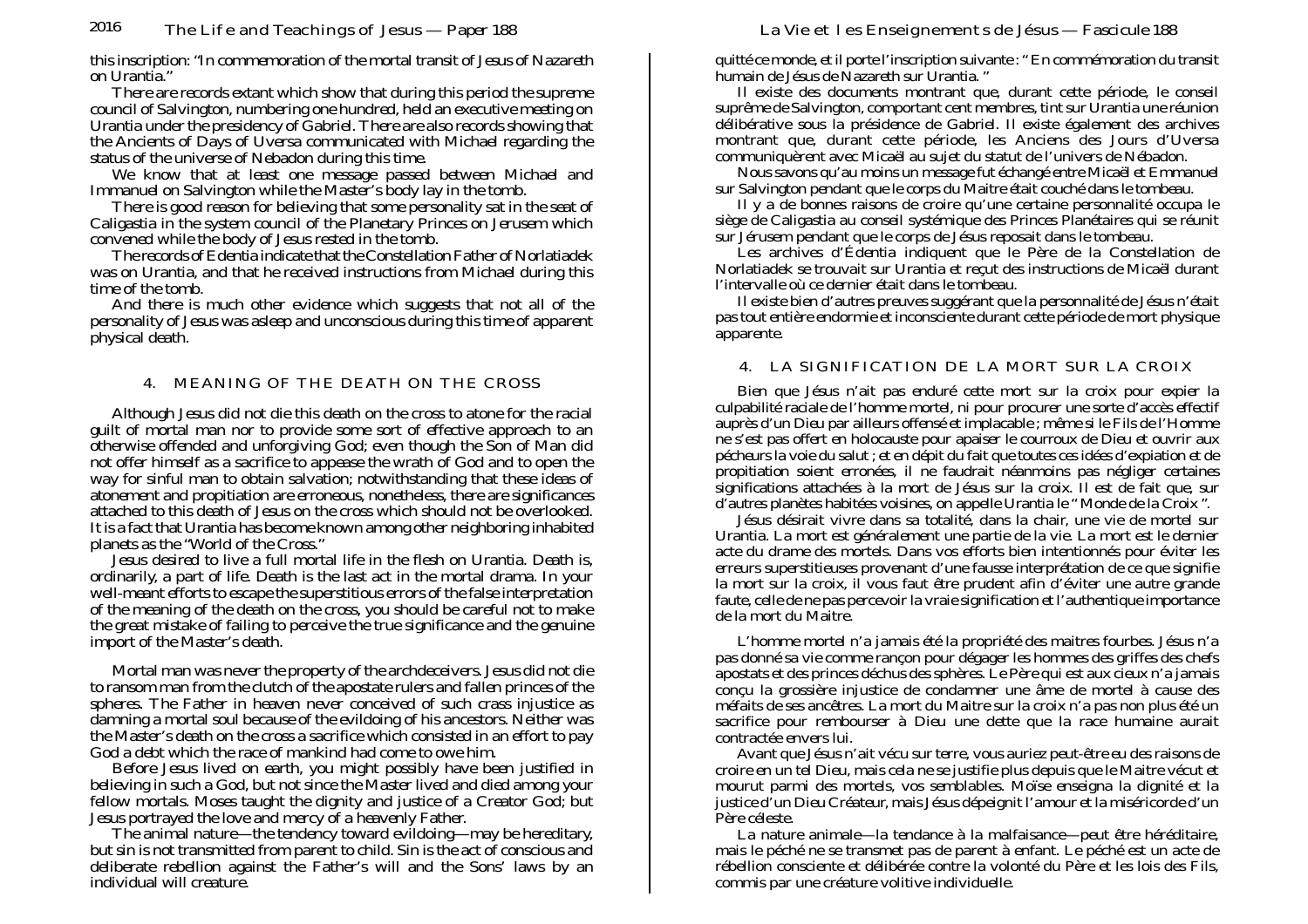this inscription: "In commemoration of the mortal transit of Jesus of Nazareth on Urantia."

There are records extant which show that during this period the supreme council of Salvington, numbering one hundred, held an executive meeting on Urantia under the presidency of Gabriel. There are also records showing that the Ancients of Days of Uversa communicated with Michael regarding the status of the universe of Nebadon during this time.

We know that at least one message passed between Michael and Immanuel on Salvington while the Master's body lay in the tomb.

There is good reason for believing that some personality sat in the seat of Caligastia in the system council of the Planetary Princes on Jerusem which convened while the body of Jesus rested in the tomb.

The records of Edentia indicate that the Constellation Father of Norlatiadek was on Urantia, and that he received instructions from Michael during this time of the tomb.

And there is much other evidence which suggests that not all of the personality of Jesus was asleep and unconscious during this time of apparent physical death.

## 4. MEANING OF THE DEATH ON THE CROSS

Although Jesus did not die this death on the cross to atone for the racial guilt of mortal man nor to provide some sort of effective approach to an otherwise offended and unforgiving God; even though the Son of Man did not offer himself as a sacrifice to appease the wrath of God and to open the way for sinful man to obtain salvation; notwithstanding that these ideas of atonement and propitiation are erroneous, nonetheless, there are significances attached to this death of Jesus on the cross which should not be overlooked. It is a fact that Urantia has become known among other neighboring inhabited planets as the "World of the Cross."

Jesus desired to live a full mortal life in the flesh on Urantia. Death is, ordinarily, a part of life. Death is the last act in the mortal drama. In your well-meant efforts to escape the superstitious errors of the false interpretation of the meaning of the death on the cross, you should be careful not to make the great mistake of failing to perceive the true significance and the genuine import of the Master's death.

Mortal man was never the property of the archdeceivers. Jesus did not die to ransom man from the clutch of the apostate rulers and fallen princes of the spheres. The Father in heaven never conceived of such crass injustice as damning a mortal soul because of the evildoing of his ancestors. Neither was the Master's death on the cross a sacrifice which consisted in an effort to pay God a debt which the race of mankind had come to owe him.

Before Jesus lived on earth, you might possibly have been justified in believing in such a God, but not since the Master lived and died among your fellow mortals. Moses taught the dignity and justice of a Creator God; but Jesus portrayed the love and mercy of a heavenly Father.

The animal nature—the tendency toward evildoing—may be hereditary, but sin is not transmitted from parent to child. Sin is the act of conscious and deliberate rebellion against the Father's will and the Sons' laws by an individual will creature.

quitté ce monde, et il porte l'inscription suivante : " En commémoration du transit humain de Jésus de Nazareth sur Urantia. "

Il existe des documents montrant que, durant cette période, le conseil suprême de Salvington, comportant cent membres, tint sur Urantia une réunion délibérative sous la présidence de Gabriel. Il existe également des archives montrant que, durant cette période, les Anciens des Jours d'Uversa communiquèrent avec Micaël au sujet du statut de l'univers de Nébadon.

Nous savons qu'au moins un message fut échangé entre Micaël et Emmanuel sur Salvington pendant que le corps du Maitre était couché dans le tombeau.

Il y a de bonnes raisons de croire qu'une certaine personnalité occupa le siège de Caligastia au conseil systémique des Princes Planétaires qui se réunit sur Jérusem pendant que le corps de Jésus reposait dans le tombeau.

Les archives d'Édentia indiquent que le Père de la Constellation de Norlatiadek se trouvait sur Urantia et reçut des instructions de Micaël durant l'intervalle où ce dernier était dans le tombeau.

Il existe bien d'autres preuves suggérant que la personnalité de Jésus n'était pas tout entière endormie et inconsciente durant cette période de mort physique apparente.

## 4. LA SIGNIFICATION DE LA MORT SUR LA CROIX

Bien que Jésus n'ait pas enduré cette mort sur la croix pour expier la culpabilité raciale de l'homme mortel, ni pour procurer une sorte d'accès effectif auprès d'un Dieu par ailleurs offensé et implacable ; même si le Fils de l'Homme ne s'est pas offert en holocauste pour apaiser le courroux de Dieu et ouvrir aux pécheurs la voie du salut ; et en dépit du fait que toutes ces idées d'expiation et de propitiation soient erronées, il ne faudrait néanmoins pas négliger certaines significations attachées à la mort de Jésus sur la croix. Il est de fait que, sur d'autres planètes habitées voisines, on appelle Urantia le " Monde de la Croix ".

Jésus désirait vivre dans sa totalité, dans la chair, une vie de mortel sur Urantia. La mort est généralement une partie de la vie. La mort est le dernier acte du drame des mortels. Dans vos efforts bien intentionnés pour éviter les erreurs superstitieuses provenant d'une fausse interprétation de ce que signifie la mort sur la croix, il vous faut être prudent afin d'éviter une autre grande faute, celle de ne pas percevoir la vraie signification et l'authentique importance de la mort du Maitre.

L'homme mortel n'a jamais été la propriété des maitres fourbes. Jésus n'a pas donné sa vie comme rançon pour dégager les hommes des griffes des chefs apostats et des princes déchus des sphères. Le Père qui est aux cieux n'a jamais conçu la grossière injustice de condamner une âme de mortel à cause des méfaits de ses ancêtres. La mort du Maitre sur la croix n'a pas non plus été un sacrifice pour rembourser à Dieu une dette que la race humaine aurait contractée envers lui.

Avant que Jésus n'ait vécu sur terre, vous auriez peut-être eu des raisons de croire en un tel Dieu, mais cela ne se justifie plus depuis que le Maitre vécut et mourut parmi des mortels, vos semblables. Moïse enseigna la dignité et la justice d'un Dieu Créateur, mais Jésus dépeignit l'amour et la miséricorde d'un Père céleste.

La nature animale—la tendance à la malfaisance—peut être héréditaire, mais le péché ne se transmet pas de parent à enfant. Le péché est un acte de rébellion consciente et délibérée contre la volonté du Père et les lois des Fils, commis par une créature volitive individuelle.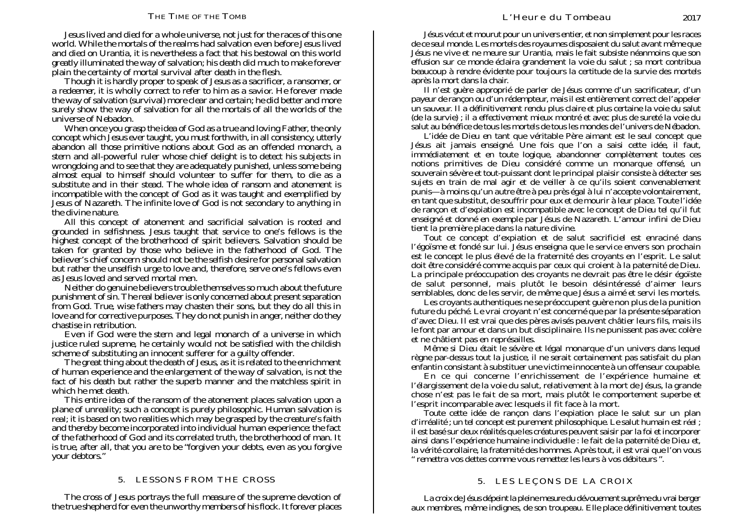Jesus lived and died for a whole universe, not just for the races of this one world. While the mortals of the realms had salvation even before Jesus lived and died on Urantia, it is nevertheless a fact that his bestowal on this world greatly illuminated the way of salvation; his death did much to make forever plain the certainty of mortal survival after death in the flesh.

Though it is hardly proper to speak of Jesus as a sacrificer, a ransomer, or a redeemer, it is wholly correct to refer to him as a savior. He forever made the way of salvation (survival) more clear and certain; he did better and more surely show the way of salvation for all the mortals of all the worlds of the universe of Nebadon.

When once you grasp the idea of God as a true and loving Father, the only concept which Jesus ever taught, you must forthwith, in all consistency, utterly abandon all those primitive notions about God as an offended monarch, a stern and all-powerful ruler whose chief delight is to detect his subjects in wrongdoing and to see that they are adequately punished, unless some being almost equal to himself should volunteer to suffer for them, to die as a substitute and in their stead. The whole idea of ransom and atonement is incompatible with the concept of God as it was taught and exemplified by Jesus of Nazareth. The infinite love of God is not secondary to anything in the divine nature.

All this concept of atonement and sacrificial salvation is rooted and grounded in selfishness. Jesus taught that service to one's fellows is the highest concept of the brotherhood of spirit believers. Salvation should be taken for granted by those who believe in the fatherhood of God. The believer's chief concern should not be the selfish desire for personal salvation but rather the unselfish urge to love and, therefore, serve one's fellows even as Jesus loved and served mortal men.

Neither do genuine believers trouble themselves so much about the future punishment of sin. The real believer is only concerned about present separation from God. True, wise fathers may chasten their sons, but they do all this in love and for corrective purposes. They do not punish in anger, neither do they chastise in retribution.

Even if God were the stern and legal monarch of a universe in which justice ruled supreme, he certainly would not be satisfied with the childish scheme of substituting an innocent sufferer for a guilty offender.

The great thing about the death of Jesus, as it is related to the enrichment of human experience and the enlargement of the way of salvation, is not the fact of his death but rather the superb manner and the matchless spirit in which he met death.

This entire idea of the ransom of the atonement places salvation upon a plane of unreality; such a concept is purely philosophic. Human salvation is real; it is based on two realities which may be grasped by the creature's faith and thereby become incorporated into individual human experience: the fact of the fatherhood of God and its correlated truth, the brotherhood of man. It is true, after all, that you are to be "forgiven your debts, even as you forgive your debtors."

## 5. LESSONS FROM THE CROSS

The cross of Jesus portrays the full measure of the supreme devotion of the true shepherd for even the unworthy members of his flock. It forever places

Jésus vécut et mourut pour un univers entier, et non simplement pour les races de ce seul monde. Les mortels des royaumes disposaient du salut avant même que Jésus ne vive et ne meure sur Urantia, mais le fait subsiste néanmoins que son effusion sur ce monde éclaira grandement la voie du salut ; sa mort contribua beaucoup à rendre évidente pour toujours la certitude de la survie des mortels après la mort dans la chair.

Il n'est guère approprié de parler de Jésus comme d'un sacrificateur, d'un payeur de rançon ou d'un rédempteur, mais il est entièrement correct de l'appeler un sauveur. Il a définitivement rendu plus claire et plus certaine la voie du salut (de la survie) ; il a effectivement mieux montré et avec plus de sureté la voie du salut au bénéfice de tous les mortels de tous les mondes de l'univers de Nébadon.

L'idée de Dieu en tant que véritable Père aimant est le seul concept que Jésus ait jamais enseigné. Une fois que l'on a saisi cette idée, il faut, immédiatement et en toute logique, abandonner complètement toutes ces notions primitives de Dieu considéré comme un monarque offensé, un souverain sévère et tout-puissant dont le principal plaisir consiste à détecter ses sujets en train de mal agir et de veiller à ce qu'ils soient convenablement punis—à moins qu'un autre être à peu près égal à lui n'accepte volontairement, en tant que substitut, de souffrir pour eux et de mourir à leur place. Toute l'idée de rançon et d'expiation est incompatible avec le concept de Dieu tel qu'il fut enseigné et donné en exemple par Jésus de Nazareth. L'amour infini de Dieu tient la première place dans la nature divine.

Tout ce concept d'expiation et de salut sacrificiel est enraciné dans l'égoïsme et fondé sur lui. Jésus enseigna que le service envers son prochain est le concept le plus élevé de la fraternité des croyants en l'esprit. Le salut doit être considéré comme acquis par ceux qui croient à la paternité de Dieu. La principale préoccupation des croyants ne devrait pas être le désir égoïste de salut personnel, mais plutôt le besoin désintéressé d'aimer leurs semblables, donc de les servir, de même que Jésus a aimé et servi les mortels.

Les croyants authentiques ne se préoccupent guère non plus de la punition future du péché. Le vrai croyant n'est concerné que par la présente séparation d'avec Dieu. Il est vrai que des pères avisés peuvent châtier leurs fils, mais ils le font par amour et dans un but disciplinaire. Ils ne punissent pas avec colère et ne châtient pas en représailles.

Même si Dieu était le sévère et légal monarque d'un univers dans lequel règne par-dessus tout la justice, il ne serait certainement pas satisfait du plan enfantin consistant à substituer une victime innocente à un offenseur coupable.

En ce qui concerne l'enrichissement de l'expérience humaine et l'élargissement de la voie du salut, relativement à la mort de Jésus, la grande chose n'est pas le fait de sa mort, mais plutôt le comportement superbe et l'esprit incomparable avec lesquels il fit face à la mort.

Toute cette idée de rançon dans l'expiation place le salut sur un plan d'irréalité ; un tel concept est purement philosophique. Le salut humain est réel ; il est basé sur deux réalités que les créatures peuvent saisir par la foi et incorporer ainsi dans l'expérience humaine individuelle : le fait de la paternité de Dieu et, la vérité corollaire, la fraternité des hommes. Après tout, il est vrai que l'on vous " remettra vos dettes comme vous remettez les leurs à vos débiteurs ".

## 5. LES LEÇONS DE LA CROIX

La croix de Jésus dépeint la pleine mesure du dévouement suprême du vrai berger aux membres, même indignes, de son troupeau. Elle place définitivement toutes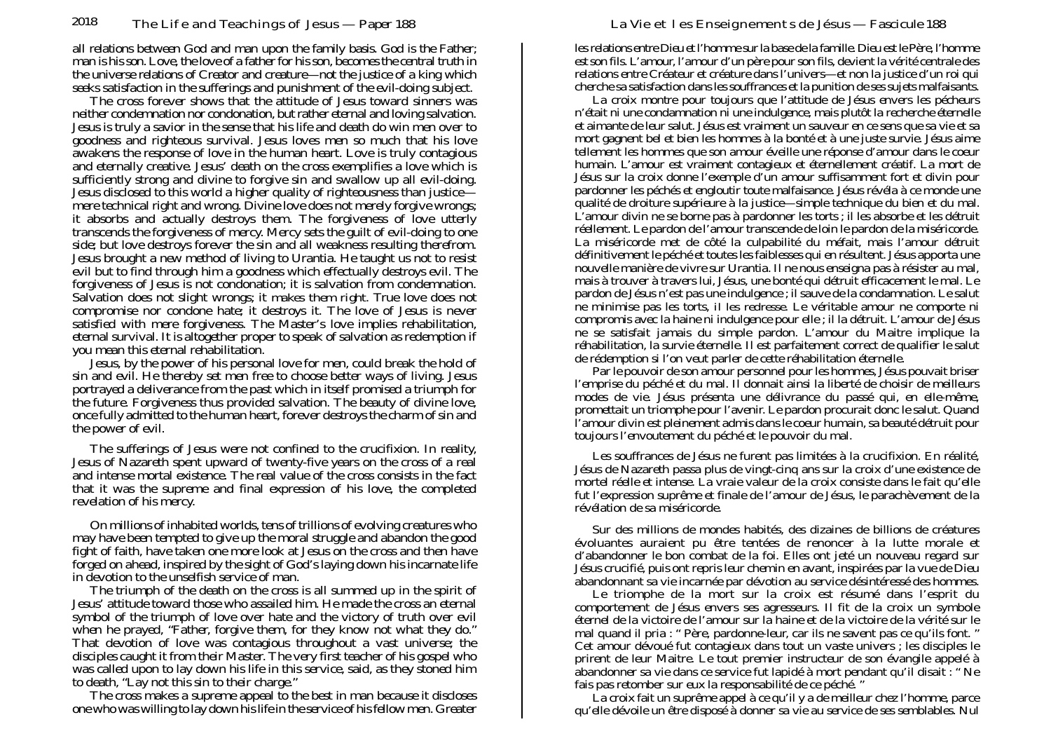all relations between God and man upon the family basis. God is the Father; man is his son. Love, the love of a father for his son, becomes the central truth in the universe relations of Creator and creature—not the justice of a king which seeks satisfaction in the sufferings and punishment of the evil-doing subject.

The cross forever shows that the attitude of Jesus toward sinners was neither condemnation nor condonation, but rather eternal and loving salvation. Jesus is truly a savior in the sense that his life and death do win men over to goodness and righteous survival. Jesus loves men so much that his love awakens the response of love in the human heart. Love is truly contagious and eternally creative. Jesus' death on the cross exemplifies a love which is sufficiently strong and divine to forgive sin and swallow up all evil-doing. Jesus disclosed to this world a higher quality of righteousness than justice—mere technical right and wrong. Divine love does not merely forgive wrongs; it absorbs and actually destroys them. The forgiveness of love utterly transcends the forgiveness of mercy. Mercy sets the guilt of evil-doing to one side; but love destroys forever the sin and all weakness resulting therefrom. Jesus brought a new method of living to Urantia. He taught us not to resist evil but to find through him a goodness which effectually destroys evil. The forgiveness of Jesus is not condonation; it is salvation from condemnation. Salvation does not slight wrongs; it *makes them right*. True love does not compromise nor condone hate; it destroys it. The love of Jesus is never satisfied with mere forgiveness. The Master's love implies rehabilitation, eternal survival. It is altogether proper to speak of salvation as redemption if you mean this eternal rehabilitation.

Jesus, by the power of his personal love for men, could break the hold of sin and evil. He thereby set men free to choose better ways of living. Jesus portrayed a deliverance from the past which in itself promised a triumph for the future. Forgiveness thus provided salvation. The beauty of divine love, once fully admitted to the human heart, forever destroys the charm of sin and the power of evil.

The sufferings of Jesus were not confined to the crucifixion. In reality, Jesus of Nazareth spent upward of twenty-five years on the cross of a real and intense mortal existence. The real value of the cross consists in the fact that it was the supreme and final expression of his love, the completed revelation of his mercy.

On millions of inhabited worlds, tens of trillions of evolving creatures who may have been tempted to give up the moral struggle and abandon the good fight of faith, have taken one more look at Jesus on the cross and then have forged on ahead, inspired by the sight of God's laying down his incarnate life in devotion to the unselfish service of man.

The triumph of the death on the cross is all summed up in the spirit of Jesus' attitude toward those who assailed him. He made the cross an eternal symbol of the triumph of love over hate and the victory of truth over evil when he prayed, "Father, forgive them, for they know not what they do." That devotion of love was contagious throughout a vast universe; the disciples caught it from their Master. The very first teacher of his gospel who was called upon to lay down his life in this service, said, as they stoned him to death, "Lay not this sin to their charge."

The cross makes a supreme appeal to the best in man because it discloses one who was willing to lay down his life in the service of his fellow men. Greater

---

les relations entre Dieu et l'homme sur la base de la famille. Dieu est le Père, l'homme est son fils. L'amour, l'amour d'un père pour son fils, devient la vérité centrale des relations entre Créateur et créature dans l'univers—et non la justice d'un roi qui cherche sa satisfaction dans les souffrances et la punition de ses sujets malfaisants.

La croix montre pour toujours que l'attitude de Jésus envers les pécheurs n'était ni une condamnation ni une indulgence, mais plutôt la recherche éternelle et aimante de leur salut. Jésus est vraiment un sauveur en ce sens que sa vie et sa mort gagnent bel et bien les hommes à la bonté et à une juste survie. Jésus aime tellement les hommes que son amour éveille une réponse d'amour dans le coeur humain. L'amour est vraiment contagieux et éternellement créatif. La mort de Jésus sur la croix donne l'exemple d'un amour suffisamment fort et divin pour pardonner les péchés et engloutir toute malfaisance. Jésus révéla à ce monde une qualité de droiture supérieure à la justice—simple technique du bien et du mal. L'amour divin ne se borne pas à pardonner les torts ; il les absorbe et les détruit réellement. Le pardon de l'amour transcende de loin le pardon de la miséricorde. La miséricorde met de côté la culpabilité du méfait, mais l'amour détruit définitivement le péché et toutes les faiblesses qui en résultent. Jésus apporta une nouvelle manière de vivre sur Urantia. Il ne nous enseigna pas à résister au mal, mais à trouver à travers lui, Jésus, une bonté qui détruit efficacement le mal. Le pardon de Jésus n'est pas une indulgence ; il sauve de la condamnation. Le salut ne minimise pas les torts, *il les redresse*. Le véritable amour ne comporte ni compromis avec la haine ni indulgence pour elle ; il la détruit. L'amour de Jésus ne se satisfait jamais du simple pardon. L'amour du Maitre implique la réhabilitation, la survie éternelle. Il est parfaitement correct de qualifier le salut de rédemption si l'on veut parler de cette réhabilitation éternelle.

Par le pouvoir de son amour personnel pour les hommes, Jésus pouvait briser l'emprise du péché et du mal. Il donnait ainsi la liberté de choisir de meilleurs modes de vie. Jésus présenta une délivrance du passé qui, en elle-même, promettait un triomphe pour l'avenir. Le pardon procurait donc le salut. Quand l'amour divin est pleinement admis dans le coeur humain, sa beauté détruit pour toujours l'envoutement du péché et le pouvoir du mal.

Les souffrances de Jésus ne furent pas limitées à la crucifixion. En réalité, Jésus de Nazareth passa plus de vingt-cinq ans sur la croix d'une existence de mortel réelle et intense. La vraie valeur de la croix consiste dans le fait qu'elle fut l'expression suprême et finale de l'amour de Jésus, le parachèvement de la révélation de sa miséricorde.

Sur des millions de mondes habités, des dizaines de billions de créatures évoluantes auraient pu être tentées de renoncer à la lutte morale et d'abandonner le bon combat de la foi. Elles ont jeté un nouveau regard sur Jésus crucifié, puis ont repris leur chemin en avant, inspirées par la vue de Dieu abandonnant sa vie incarnée par dévotion au service désintéressé des hommes.

Le triomphe de la mort sur la croix est résumé dans l'esprit du comportement de Jésus envers ses agresseurs. Il fit de la croix un symbole éternel de la victoire de l'amour sur la haine et de la victoire de la vérité sur le mal quand il pria : " Père, pardonne-leur, car ils ne savent pas ce qu'ils font. " Cet amour dévoué fut contagieux dans tout un vaste univers ; les disciples le prirent de leur Maitre. Le tout premier instructeur de son évangile appelé à abandonner sa vie dans ce service fut lapidé à mort pendant qu'il disait : " Ne fais pas retomber sur eux la responsabilité de ce péché. "

La croix fait un suprême appel à ce qu'il y a de meilleur chez l'homme, parce qu'elle dévoile un être disposé à donner sa vie au service de ses semblables. Nul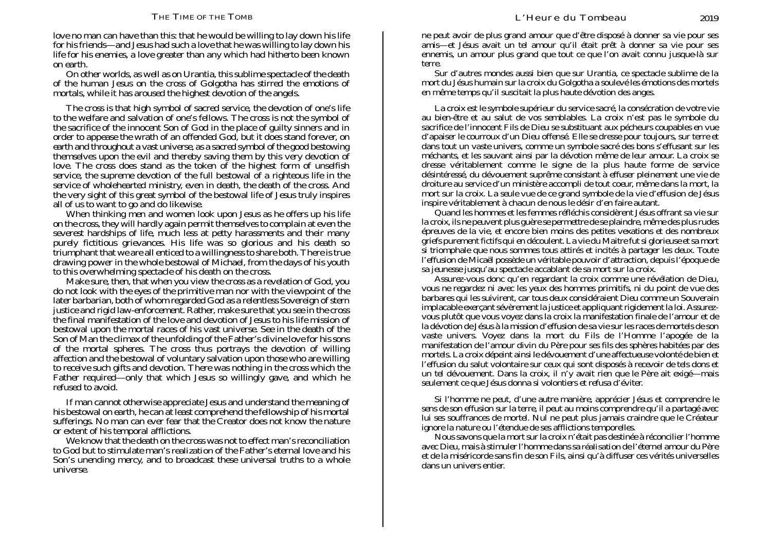love no man can have than this: that he would be willing to lay down his life for his friends—and Jesus had such a love that he was willing to lay down his life for his enemies, a love greater than any which had hitherto been known on earth.

On other worlds, as well as on Urantia, this sublime spectacle of the death of the human Jesus on the cross of Golgotha has stirred the emotions of mortals, while it has aroused the highest devotion of the angels.

The cross is that high symbol of sacred service, the devotion of one's life to the welfare and salvation of one's fellows. The cross is not the symbol of the sacrifice of the innocent Son of God in the place of guilty sinners and in order to appease the wrath of an offended God, but it does stand forever, on earth and throughout a vast universe, as a sacred symbol of the good bestowing themselves upon the evil and thereby saving them by this very devotion of love. The cross does stand as the token of the highest form of unselfish service, the supreme devotion of the full bestowal of a righteous life in the service of wholehearted ministry, even in death, the death of the cross. And the very sight of this great symbol of the bestowal life of Jesus truly inspires all of us to want to go and do likewise.

When thinking men and women look upon Jesus as he offers up his life on the cross, they will hardly again permit themselves to complain at even the severest hardships of life, much less at petty harassments and their many purely fictitious grievances. His life was so glorious and his death so triumphant that we are all enticed to a willingness to share both. There is true drawing power in the whole bestowal of Michael, from the days of his youth to this overwhelming spectacle of his death on the cross.

Make sure, then, that when you view the cross as a revelation of God, you do not look with the eyes of the primitive man nor with the viewpoint of the later barbarian, both of whom regarded God as a relentless Sovereign of stern justice and rigid law-enforcement. Rather, make sure that you see in the cross the final manifestation of the love and devotion of Jesus to his life mission of bestowal upon the mortal races of his vast universe. See in the death of the Son of Man the climax of the unfolding of the Father's divine love for his sons of the mortal spheres. The cross thus portrays the devotion of willing affection and the bestowal of voluntary salvation upon those who are willing to receive such gifts and devotion. There was nothing in the cross which the Father required—only that which Jesus so willingly gave, and which he refused to avoid.

If man cannot otherwise appreciate Jesus and understand the meaning of his bestowal on earth, he can at least comprehend the fellowship of his mortal sufferings. No man can ever fear that the Creator does not know the nature or extent of his temporal afflictions.

We know that the death on the cross was not to effect man's reconciliation to God but to stimulate man's realization of the Father's eternal love and his Son's unending mercy, and to broadcast these universal truths to a whole universe.

ne peut avoir de plus grand amour que d'être disposé à donner sa vie pour ses amis—et Jésus avait un tel amour qu'il était prêt à donner sa vie pour ses ennemis, un amour plus grand que tout ce que l'on avait connu jusque-là sur terre.

Sur d'autres mondes aussi bien que sur Urantia, ce spectacle sublime de la mort du Jésus humain sur la croix du Golgotha a soulevé les émotions des mortels en même temps qu'il suscitait la plus haute dévotion des anges.

La croix est le symbole supérieur du service sacré, la consécration de votre vie au bien-être et au salut de vos semblables. La croix n'est pas le symbole du sacrifice de l'innocent Fils de Dieu se substituant aux pécheurs coupables en vue d'apaiser le courroux d'un Dieu offensé. Elle se dresse pour toujours, sur terre et dans tout un vaste univers, comme un symbole sacré des bons s'effusant sur les méchants, et les sauvant ainsi par la dévotion même de leur amour. La croix se dresse véritablement comme le signe de la plus haute forme de service désintéressé, du dévouement suprême consistant à effuser pleinement une vie de droiture au service d'un ministère accompli de tout coeur, même dans la mort, la mort sur la croix. La seule vue de ce grand symbole de la vie d'effusion de Jésus inspire véritablement à chacun de nous le désir d'en faire autant.

Quand les hommes et les femmes réfléchis considèrent Jésus offrant sa vie sur la croix, ils ne peuvent plus guère se permettre de se plaindre, même des plus rudes épreuves de la vie, et encore bien moins des petites vexations et des nombreux griefs purement fictifs qui en découlent. La vie du Maitre fut si glorieuse et sa mort si triomphale que nous sommes tous attirés et incités à partager les deux. Toute l'effusion de Micaël possède un véritable pouvoir d'attraction, depuis l'époque de sa jeunesse jusqu'au spectacle accablant de sa mort sur la croix.

Assurez-vous donc qu'en regardant la croix comme une révélation de Dieu, vous ne regardez ni avec les yeux des hommes primitifs, ni du point de vue des barbares qui les suivirent, car tous deux considéraient Dieu comme un Souverain implacable exerçant sévèrement la justice et appliquant rigidement la loi. Assurez-vous plutôt que vous voyez dans la croix la manifestation finale de l'amour et de la dévotion de Jésus à la mission d'effusion de sa vie sur les races de mortels de son vaste univers. Voyez dans la mort du Fils de l'Homme l'apogée de la manifestation de l'amour divin du Père pour ses fils des sphères habitées par des mortels. La croix dépeint ainsi le dévouement d'une affectueuse volonté de bien et l'effusion du salut volontaire sur ceux qui sont disposés à recevoir de tels dons et un tel dévouement. Dans la croix, il n'y avait rien que le Père ait exigé—mais seulement ce que Jésus donna si volontiers et refusa d'éviter.

Si l'homme ne peut, d'une autre manière, apprécier Jésus et comprendre le sens de son effusion sur la terre, il peut au moins comprendre qu'il a partagé avec lui ses souffrances de mortel. Nul ne peut plus jamais craindre que le Créateur ignore la nature ou l'étendue de ses afflictions temporelles.

Nous savons que la mort sur la croix n'était pas destinée à réconcilier l'homme avec Dieu, mais à stimuler l'homme dans sa réalisation de l'éternel amour du Père et de la miséricorde sans fin de son Fils, ainsi qu'à diffuser ces vérités universelles dans un univers entier.